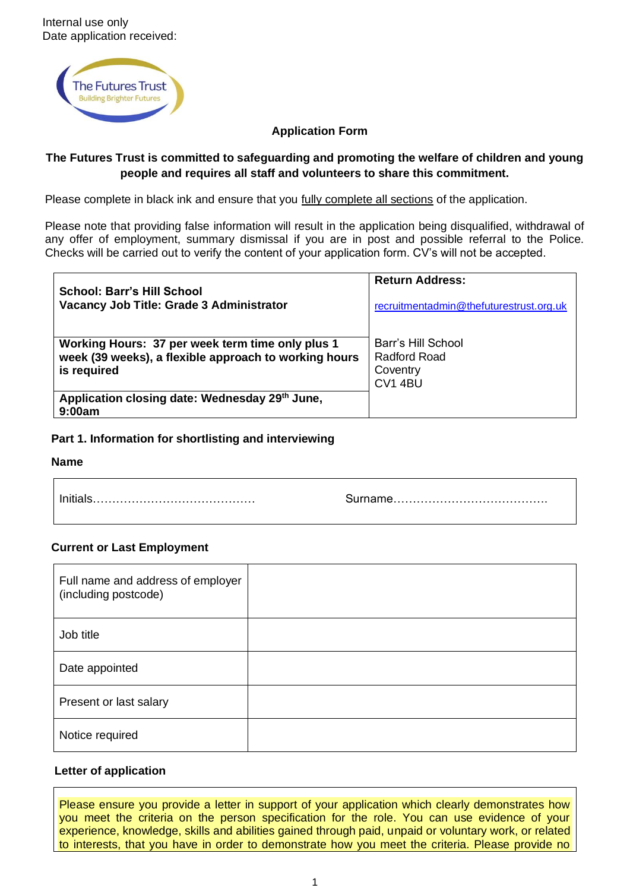Internal use only
Date application received:

The Futures Trust
Building Brighter Futures

## Application Form

**The Futures Trust is committed to safeguarding and promoting the welfare of children and young people and requires all staff and volunteers to share this commitment.**

Please complete in black ink and ensure that you fully complete all sections of the application.

Please note that providing false information will result in the application being disqualified, withdrawal of any offer of employment, summary dismissal if you are in post and possible referral to the Police. Checks will be carried out to verify the content of your application form. CV's will not be accepted.

| **School: Barr's Hill School**<br>**Vacancy Job Title: Grade 3 Administrator** | **Return Address:**<br><br>recruitmentadmin@thefuturestrust.org.uk |
|---|---|
| **Working Hours: 37 per week term time only plus 1 week (39 weeks), a flexible approach to working hours is required** | Barr's Hill School<br>Radford Road<br>Coventry<br>CV1 4BU |
| **Application closing date: Wednesday 29th June, 9:00am** | |

### Part 1. Information for shortlisting and interviewing

**Name**

| Initials…………………………………… | Surname…………………………………. |
|---|---|

**Current or Last Employment**

| Full name and address of employer (including postcode) | |
|---|---|
| Job title | |
| Date appointed | |
| Present or last salary | |
| Notice required | |

**Letter of application**

Please ensure you provide a letter in support of your application which clearly demonstrates how you meet the criteria on the person specification for the role. You can use evidence of your experience, knowledge, skills and abilities gained through paid, unpaid or voluntary work, or related to interests, that you have in order to demonstrate how you meet the criteria. Please provide no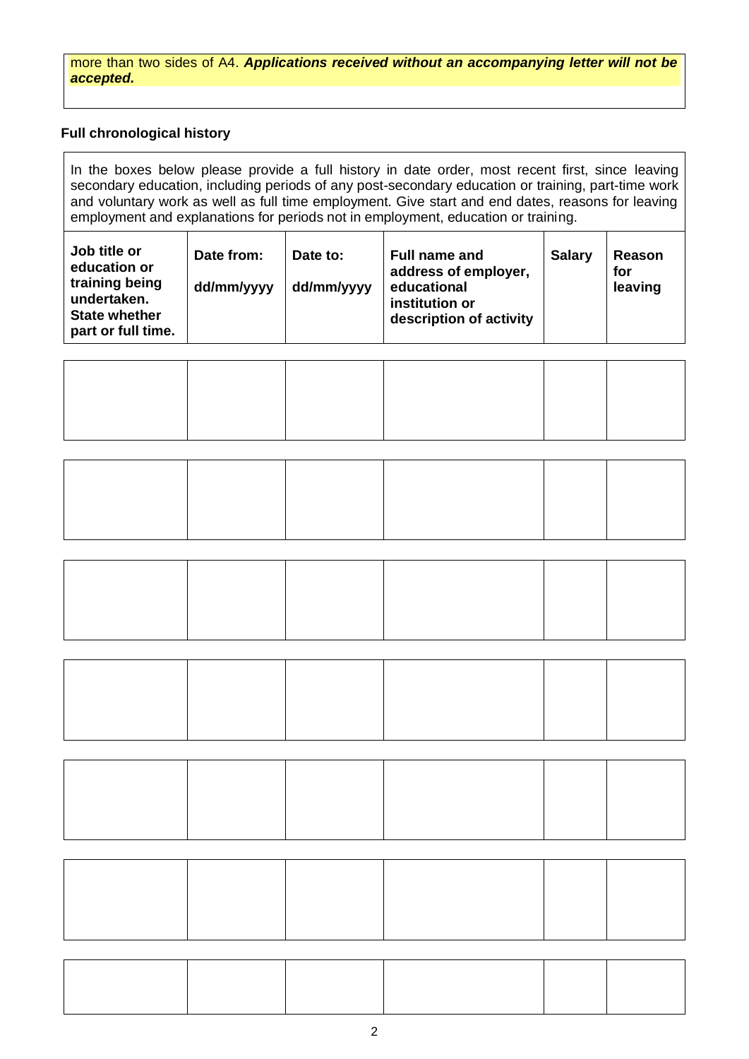more than two sides of A4. ***Applications received without an accompanying letter will not be accepted.***

**Full chronological history**

In the boxes below please provide a full history in date order, most recent first, since leaving secondary education, including periods of any post-secondary education or training, part-time work and voluntary work as well as full time employment. Give start and end dates, reasons for leaving employment and explanations for periods not in employment, education or training.

| **Job title or education or training being undertaken. State whether part or full time.** | **Date from:** dd/mm/yyyy | **Date to:** dd/mm/yyyy | **Full name and address of employer, educational institution or description of activity** | **Salary** | **Reason for leaving** |
|---|---|---|---|---|---|
| | | | | | |
| | | | | | |
| | | | | | |
| | | | | | |
| | | | | | |
| | | | | | |
| | | | | | |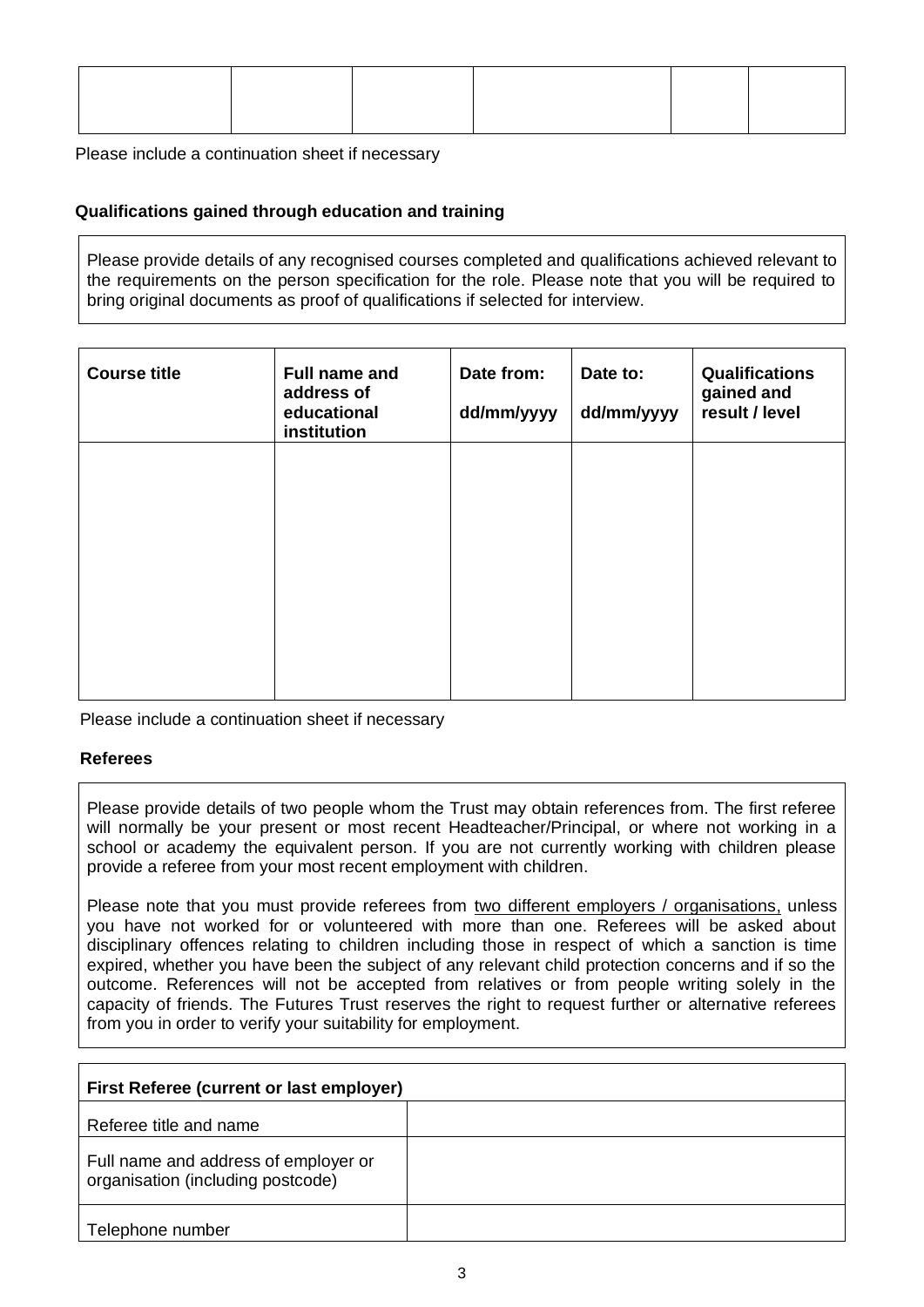| | | | | | |
|---|---|---|---|---|---|
| | | | | | |

Please include a continuation sheet if necessary

**Qualifications gained through education and training**

Please provide details of any recognised courses completed and qualifications achieved relevant to the requirements on the person specification for the role. Please note that you will be required to bring original documents as proof of qualifications if selected for interview.

| **Course title** | **Full name and address of educational institution** | **Date from: dd/mm/yyyy** | **Date to: dd/mm/yyyy** | **Qualifications gained and result / level** |
|---|---|---|---|---|
| | | | | |

Please include a continuation sheet if necessary

**Referees**

Please provide details of two people whom the Trust may obtain references from. The first referee will normally be your present or most recent Headteacher/Principal, or where not working in a school or academy the equivalent person. If you are not currently working with children please provide a referee from your most recent employment with children.

Please note that you must provide referees from two different employers / organisations, unless you have not worked for or volunteered with more than one. Referees will be asked about disciplinary offences relating to children including those in respect of which a sanction is time expired, whether you have been the subject of any relevant child protection concerns and if so the outcome. References will not be accepted from relatives or from people writing solely in the capacity of friends. The Futures Trust reserves the right to request further or alternative referees from you in order to verify your suitability for employment.

| **First Referee (current or last employer)** | |
|---|---|
| Referee title and name | |
| Full name and address of employer or organisation (including postcode) | |
| Telephone number | |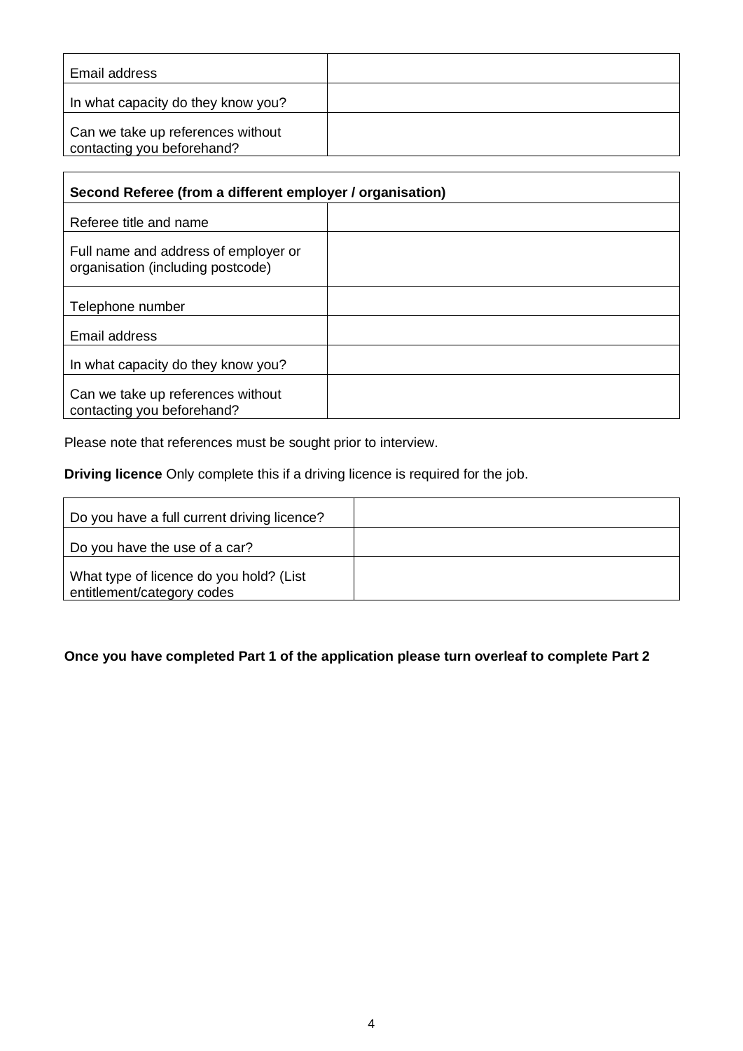| | |
|---|---|
| Email address | |
| In what capacity do they know you? | |
| Can we take up references without contacting you beforehand? | |

| **Second Referee (from a different employer / organisation)** | |
|---|---|
| Referee title and name | |
| Full name and address of employer or organisation (including postcode) | |
| Telephone number | |
| Email address | |
| In what capacity do they know you? | |
| Can we take up references without contacting you beforehand? | |

Please note that references must be sought prior to interview.

**Driving licence** Only complete this if a driving licence is required for the job.

| | |
|---|---|
| Do you have a full current driving licence? | |
| Do you have the use of a car? | |
| What type of licence do you hold? (List entitlement/category codes | |

**Once you have completed Part 1 of the application please turn overleaf to complete Part 2**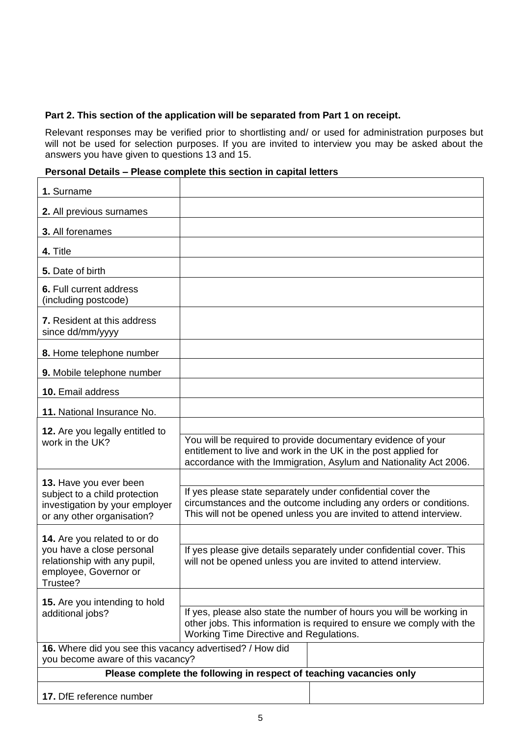**Part 2. This section of the application will be separated from Part 1 on receipt.**

Relevant responses may be verified prior to shortlisting and/ or used for administration purposes but will not be used for selection purposes. If you are invited to interview you may be asked about the answers you have given to questions 13 and 15.

**Personal Details – Please complete this section in capital letters**

| | |
|---|---|
| **1.** Surname | |
| **2.** All previous surnames | |
| **3.** All forenames | |
| **4.** Title | |
| **5.** Date of birth | |
| **6.** Full current address (including postcode) | |
| **7.** Resident at this address since dd/mm/yyyy | |
| **8.** Home telephone number | |
| **9.** Mobile telephone number | |
| **10.** Email address | |
| **11.** National Insurance No. | |
| **12.** Are you legally entitled to work in the UK? | <br>You will be required to provide documentary evidence of your entitlement to live and work in the UK in the post applied for accordance with the Immigration, Asylum and Nationality Act 2006. |
| **13.** Have you ever been subject to a child protection investigation by your employer or any other organisation? | <br>If yes please state separately under confidential cover the circumstances and the outcome including any orders or conditions. This will not be opened unless you are invited to attend interview. |
| **14.** Are you related to or do you have a close personal relationship with any pupil, employee, Governor or Trustee? | <br>If yes please give details separately under confidential cover. This will not be opened unless you are invited to attend interview. |
| **15.** Are you intending to hold additional jobs? | <br>If yes, please also state the number of hours you will be working in other jobs. This information is required to ensure we comply with the Working Time Directive and Regulations. |
| **16.** Where did you see this vacancy advertised? / How did you become aware of this vacancy? | |
| **Please complete the following in respect of teaching vacancies only** | |
| **17.** DfE reference number | |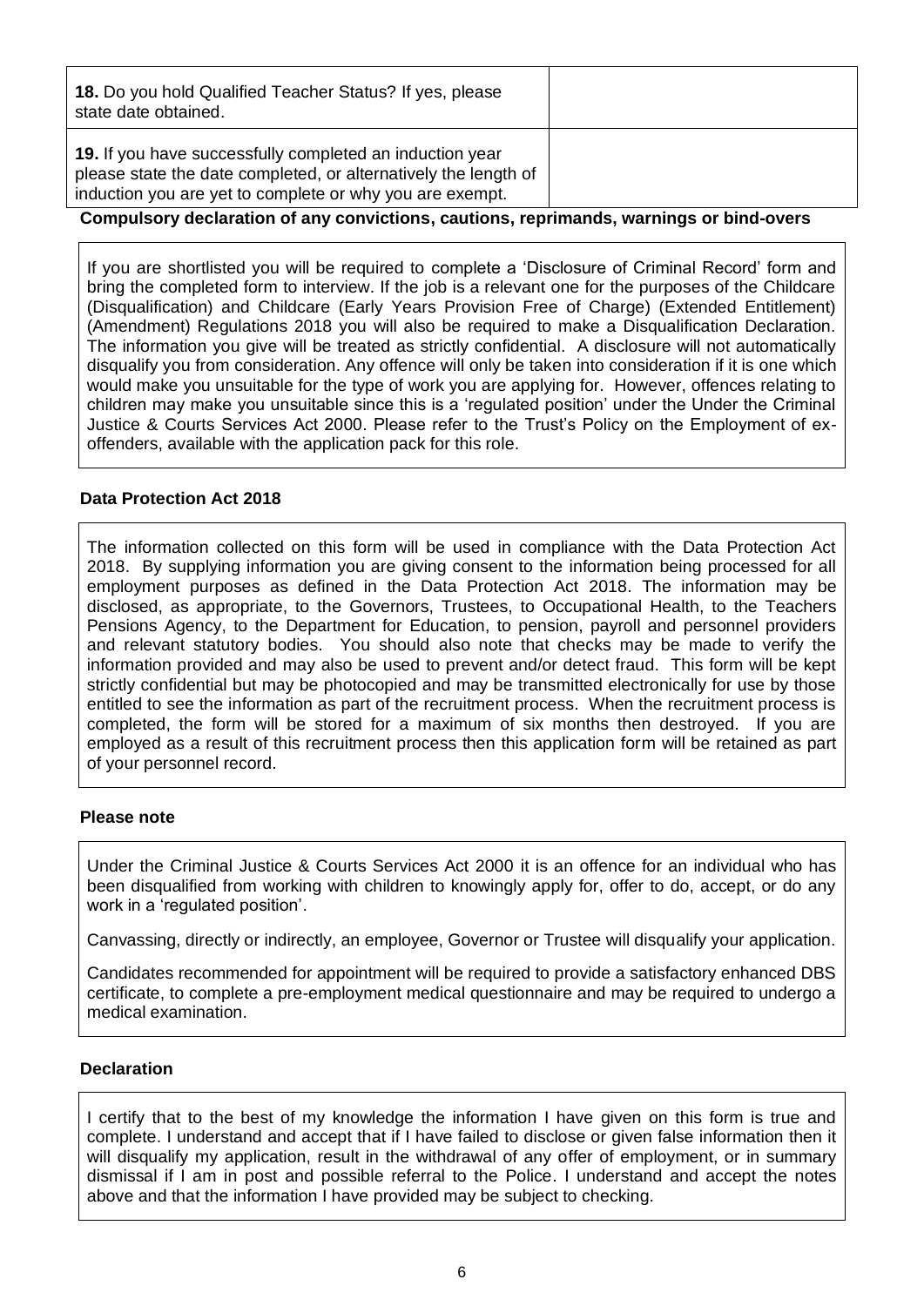| **18.** Do you hold Qualified Teacher Status? If yes, please state date obtained. | |
|---|---|
| **19.** If you have successfully completed an induction year please state the date completed, or alternatively the length of induction you are yet to complete or why you are exempt. | |

**Compulsory declaration of any convictions, cautions, reprimands, warnings or bind-overs**

If you are shortlisted you will be required to complete a 'Disclosure of Criminal Record' form and bring the completed form to interview. If the job is a relevant one for the purposes of the Childcare (Disqualification) and Childcare (Early Years Provision Free of Charge) (Extended Entitlement) (Amendment) Regulations 2018 you will also be required to make a Disqualification Declaration. The information you give will be treated as strictly confidential. A disclosure will not automatically disqualify you from consideration. Any offence will only be taken into consideration if it is one which would make you unsuitable for the type of work you are applying for. However, offences relating to children may make you unsuitable since this is a 'regulated position' under the Under the Criminal Justice & Courts Services Act 2000. Please refer to the Trust's Policy on the Employment of ex-offenders, available with the application pack for this role.

**Data Protection Act 2018**

The information collected on this form will be used in compliance with the Data Protection Act 2018. By supplying information you are giving consent to the information being processed for all employment purposes as defined in the Data Protection Act 2018. The information may be disclosed, as appropriate, to the Governors, Trustees, to Occupational Health, to the Teachers Pensions Agency, to the Department for Education, to pension, payroll and personnel providers and relevant statutory bodies. You should also note that checks may be made to verify the information provided and may also be used to prevent and/or detect fraud. This form will be kept strictly confidential but may be photocopied and may be transmitted electronically for use by those entitled to see the information as part of the recruitment process. When the recruitment process is completed, the form will be stored for a maximum of six months then destroyed. If you are employed as a result of this recruitment process then this application form will be retained as part of your personnel record.

**Please note**

Under the Criminal Justice & Courts Services Act 2000 it is an offence for an individual who has been disqualified from working with children to knowingly apply for, offer to do, accept, or do any work in a 'regulated position'.

Canvassing, directly or indirectly, an employee, Governor or Trustee will disqualify your application.

Candidates recommended for appointment will be required to provide a satisfactory enhanced DBS certificate, to complete a pre-employment medical questionnaire and may be required to undergo a medical examination.

**Declaration**

I certify that to the best of my knowledge the information I have given on this form is true and complete. I understand and accept that if I have failed to disclose or given false information then it will disqualify my application, result in the withdrawal of any offer of employment, or in summary dismissal if I am in post and possible referral to the Police. I understand and accept the notes above and that the information I have provided may be subject to checking.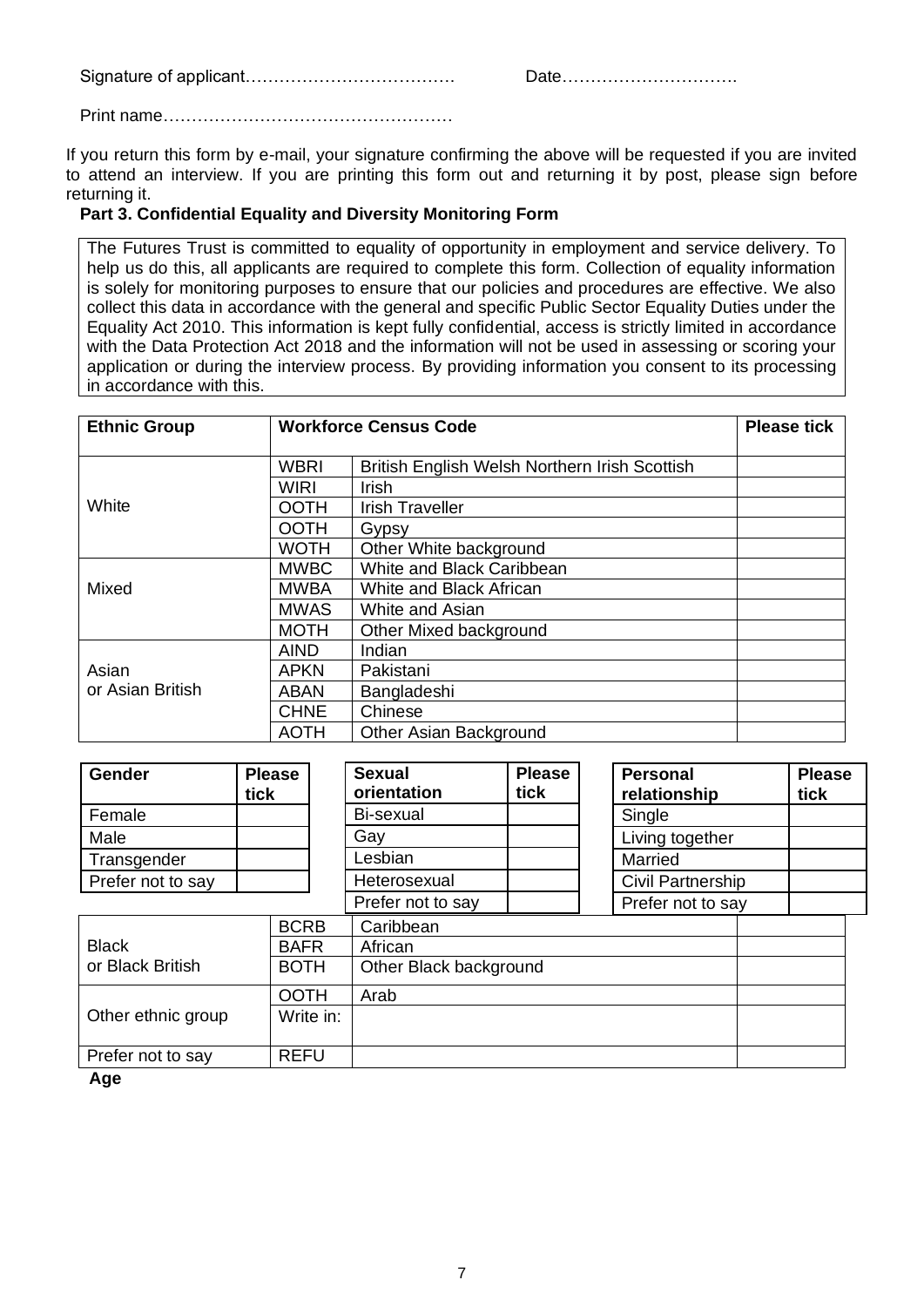Signature of applicant……………………………… Date………………………….

Print name……………………………………………

If you return this form by e-mail, your signature confirming the above will be requested if you are invited to attend an interview. If you are printing this form out and returning it by post, please sign before returning it.

**Part 3. Confidential Equality and Diversity Monitoring Form**

The Futures Trust is committed to equality of opportunity in employment and service delivery. To help us do this, all applicants are required to complete this form. Collection of equality information is solely for monitoring purposes to ensure that our policies and procedures are effective. We also collect this data in accordance with the general and specific Public Sector Equality Duties under the Equality Act 2010. This information is kept fully confidential, access is strictly limited in accordance with the Data Protection Act 2018 and the information will not be used in assessing or scoring your application or during the interview process. By providing information you consent to its processing in accordance with this.

| Ethnic Group | Workforce Census Code | | Please tick |
|---|---|---|---|
| White | WBRI | British English Welsh Northern Irish Scottish | |
| | WIRI | Irish | |
| | OOTH | Irish Traveller | |
| | OOTH | Gypsy | |
| | WOTH | Other White background | |
| Mixed | MWBC | White and Black Caribbean | |
| | MWBA | White and Black African | |
| | MWAS | White and Asian | |
| | MOTH | Other Mixed background | |
| Asian or Asian British | AIND | Indian | |
| | APKN | Pakistani | |
| | ABAN | Bangladeshi | |
| | CHNE | Chinese | |
| | AOTH | Other Asian Background | |
| Black or Black British | BCRB | Caribbean | |
| | BAFR | African | |
| | BOTH | Other Black background | |
| Other ethnic group | OOTH | Arab | |
| | Write in: | | |
| Prefer not to say | REFU | | |

| Gender | Please tick |
|---|---|
| Female | |
| Male | |
| Transgender | |
| Prefer not to say | |

| Sexual orientation | Please tick |
|---|---|
| Bi-sexual | |
| Gay | |
| Lesbian | |
| Heterosexual | |
| Prefer not to say | |

| Personal relationship | Please tick |
|---|---|
| Single | |
| Living together | |
| Married | |
| Civil Partnership | |
| Prefer not to say | |

**Age**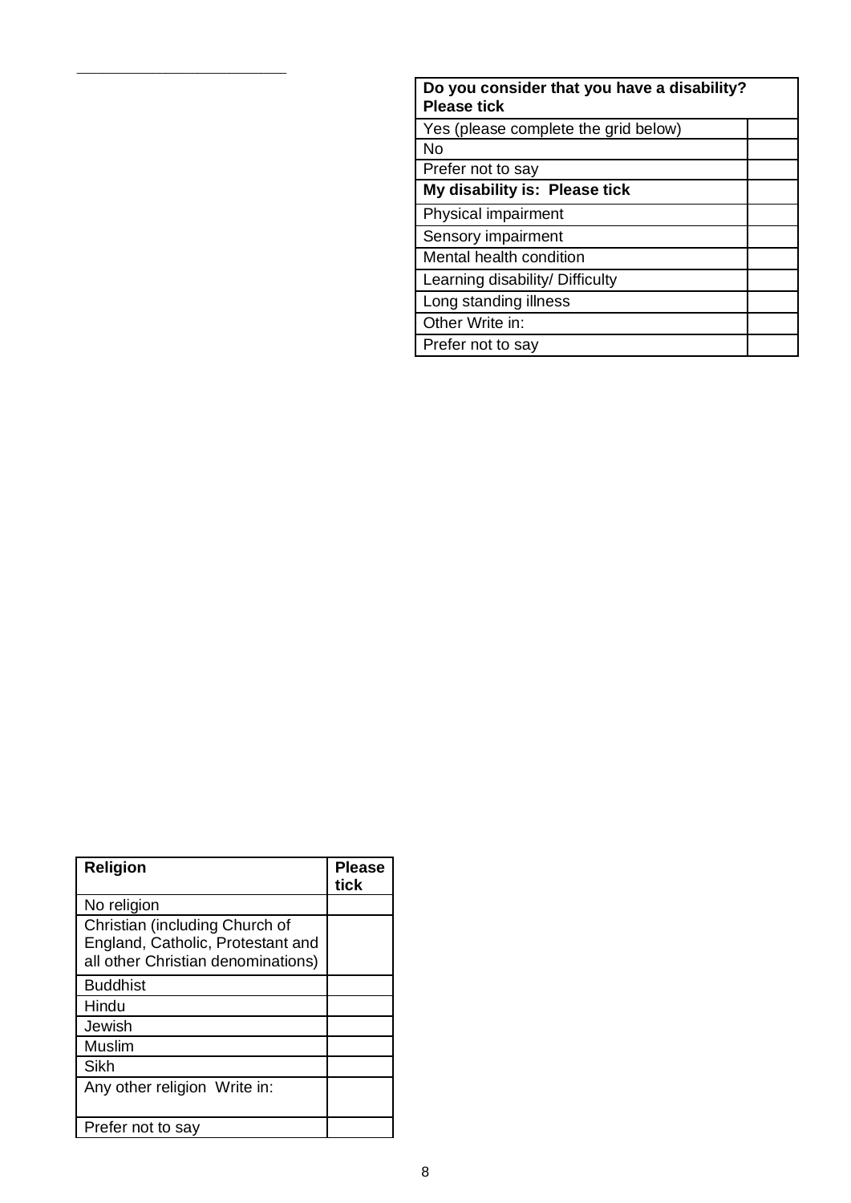______________________

| Do you consider that you have a disability? Please tick | |
|---|---|
| Yes (please complete the grid below) | |
| No | |
| Prefer not to say | |
| **My disability is: Please tick** | |
| Physical impairment | |
| Sensory impairment | |
| Mental health condition | |
| Learning disability/ Difficulty | |
| Long standing illness | |
| Other Write in: | |
| Prefer not to say | |

| Religion | Please tick |
|---|---|
| No religion | |
| Christian (including Church of England, Catholic, Protestant and all other Christian denominations) | |
| Buddhist | |
| Hindu | |
| Jewish | |
| Muslim | |
| Sikh | |
| Any other religion Write in: | |
| Prefer not to say | |